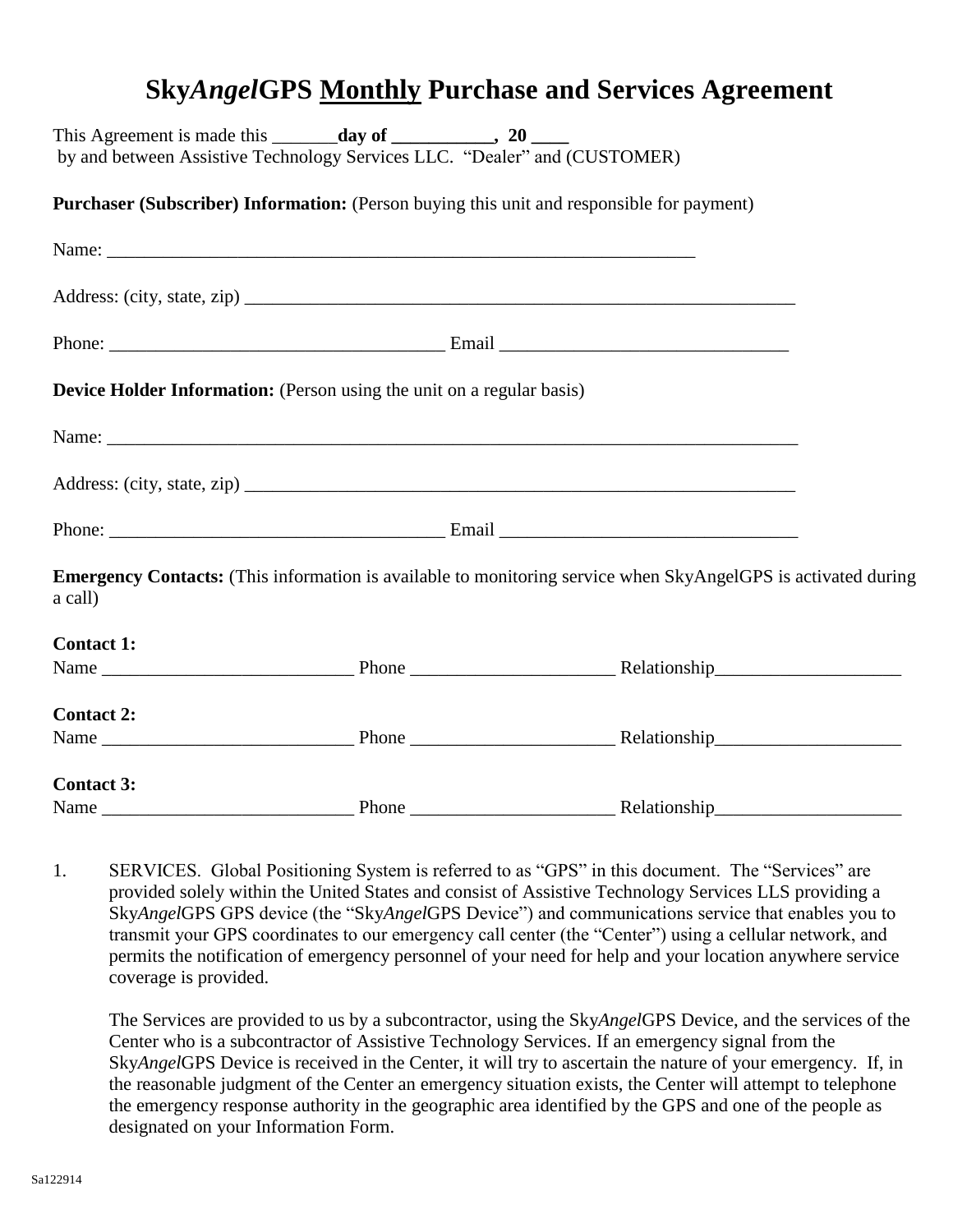# Sky*Angel*GPS <u>Monthly</u> Purchase and Services Agreement

This Agreement is made this _______**day of ___________, 20 ____**
by and between Assistive Technology Services LLC. "Dealer" and (CUSTOMER)

**Purchaser (Subscriber) Information:** (Person buying this unit and responsible for payment)

Name: _________________________________________________________________

Address: (city, state, zip) ____________________________________________________________

Phone: ____________________________________ Email _______________________________

**Device Holder Information:** (Person using the unit on a regular basis)

Name: ____________________________________________________________________________

Address: (city, state, zip) ____________________________________________________________

Phone: ____________________________________ Email ________________________________

**Emergency Contacts:** (This information is available to monitoring service when SkyAngelGPS is activated during a call)

**Contact 1:**
Name ___________________________ Phone ______________________ Relationship____________________

**Contact 2:**
Name ___________________________ Phone ______________________ Relationship____________________

**Contact 3:**
Name ___________________________ Phone ______________________ Relationship____________________

1. SERVICES. Global Positioning System is referred to as "GPS" in this document. The "Services" are provided solely within the United States and consist of Assistive Technology Services LLS providing a Sky*Angel*GPS GPS device (the "Sky*Angel*GPS Device") and communications service that enables you to transmit your GPS coordinates to our emergency call center (the "Center") using a cellular network, and permits the notification of emergency personnel of your need for help and your location anywhere service coverage is provided.

   The Services are provided to us by a subcontractor, using the Sky*Angel*GPS Device, and the services of the Center who is a subcontractor of Assistive Technology Services. If an emergency signal from the Sky*Angel*GPS Device is received in the Center, it will try to ascertain the nature of your emergency. If, in the reasonable judgment of the Center an emergency situation exists, the Center will attempt to telephone the emergency response authority in the geographic area identified by the GPS and one of the people as designated on your Information Form.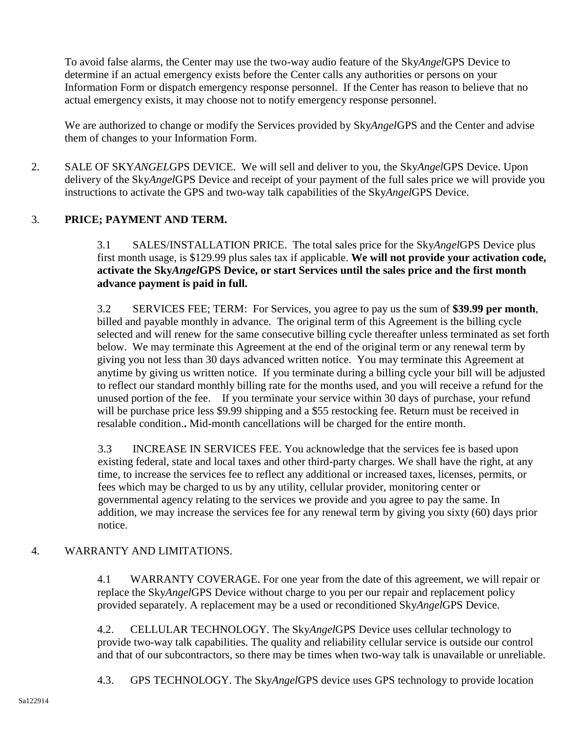To avoid false alarms, the Center may use the two-way audio feature of the Sky*Angel*GPS Device to determine if an actual emergency exists before the Center calls any authorities or persons on your Information Form or dispatch emergency response personnel. If the Center has reason to believe that no actual emergency exists, it may choose not to notify emergency response personnel.

We are authorized to change or modify the Services provided by Sky*Angel*GPS and the Center and advise them of changes to your Information Form.

2. SALE OF SKY*ANGEL*GPS DEVICE. We will sell and deliver to you, the Sky*Angel*GPS Device. Upon delivery of the Sky*Angel*GPS Device and receipt of your payment of the full sales price we will provide you instructions to activate the GPS and two-way talk capabilities of the Sky*Angel*GPS Device.

3. **PRICE; PAYMENT AND TERM.**

3.1 SALES/INSTALLATION PRICE. The total sales price for the Sky*Angel*GPS Device plus first month usage, is $129.99 plus sales tax if applicable. **We will not provide your activation code, activate the Sky*Angel*GPS Device, or start Services until the sales price and the first month advance payment is paid in full.**

3.2 SERVICES FEE; TERM: For Services, you agree to pay us the sum of **$39.99 per month**, billed and payable monthly in advance. The original term of this Agreement is the billing cycle selected and will renew for the same consecutive billing cycle thereafter unless terminated as set forth below. We may terminate this Agreement at the end of the original term or any renewal term by giving you not less than 30 days advanced written notice. You may terminate this Agreement at anytime by giving us written notice. If you terminate during a billing cycle your bill will be adjusted to reflect our standard monthly billing rate for the months used, and you will receive a refund for the unused portion of the fee. If you terminate your service within 30 days of purchase, your refund will be purchase price less $9.99 shipping and a $55 restocking fee. Return must be received in resalable condition.**.** Mid-month cancellations will be charged for the entire month.

3.3 INCREASE IN SERVICES FEE. You acknowledge that the services fee is based upon existing federal, state and local taxes and other third-party charges. We shall have the right, at any time, to increase the services fee to reflect any additional or increased taxes, licenses, permits, or fees which may be charged to us by any utility, cellular provider, monitoring center or governmental agency relating to the services we provide and you agree to pay the same. In addition, we may increase the services fee for any renewal term by giving you sixty (60) days prior notice.

4. WARRANTY AND LIMITATIONS.

4.1 WARRANTY COVERAGE. For one year from the date of this agreement, we will repair or replace the Sky*Angel*GPS Device without charge to you per our repair and replacement policy provided separately. A replacement may be a used or reconditioned Sky*Angel*GPS Device.

4.2. CELLULAR TECHNOLOGY. The Sky*Angel*GPS Device uses cellular technology to provide two-way talk capabilities. The quality and reliability cellular service is outside our control and that of our subcontractors, so there may be times when two-way talk is unavailable or unreliable.

4.3. GPS TECHNOLOGY. The Sky*Angel*GPS device uses GPS technology to provide location

Sa122914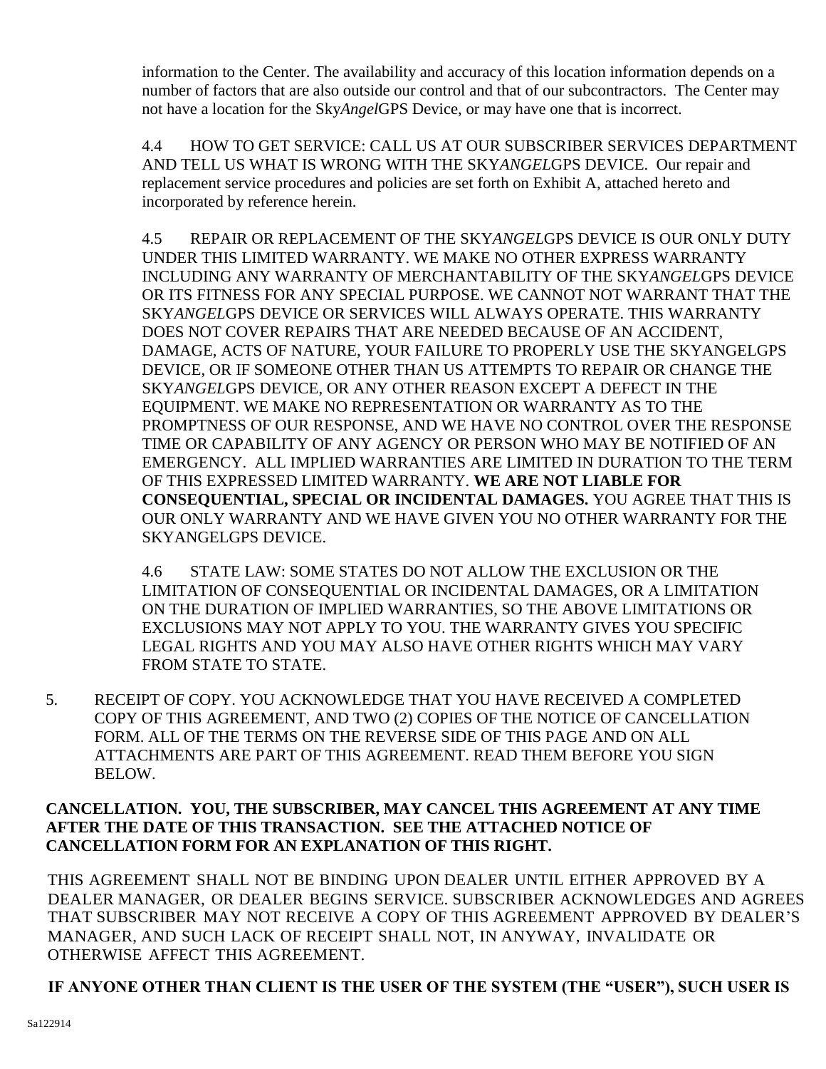information to the Center. The availability and accuracy of this location information depends on a number of factors that are also outside our control and that of our subcontractors. The Center may not have a location for the Sky*Angel*GPS Device, or may have one that is incorrect.

4.4 HOW TO GET SERVICE: CALL US AT OUR SUBSCRIBER SERVICES DEPARTMENT AND TELL US WHAT IS WRONG WITH THE SKY*ANGEL*GPS DEVICE. Our repair and replacement service procedures and policies are set forth on Exhibit A, attached hereto and incorporated by reference herein.

4.5 REPAIR OR REPLACEMENT OF THE SKY*ANGEL*GPS DEVICE IS OUR ONLY DUTY UNDER THIS LIMITED WARRANTY. WE MAKE NO OTHER EXPRESS WARRANTY INCLUDING ANY WARRANTY OF MERCHANTABILITY OF THE SKY*ANGEL*GPS DEVICE OR ITS FITNESS FOR ANY SPECIAL PURPOSE. WE CANNOT NOT WARRANT THAT THE SKY*ANGEL*GPS DEVICE OR SERVICES WILL ALWAYS OPERATE. THIS WARRANTY DOES NOT COVER REPAIRS THAT ARE NEEDED BECAUSE OF AN ACCIDENT, DAMAGE, ACTS OF NATURE, YOUR FAILURE TO PROPERLY USE THE SKYANGELGPS DEVICE, OR IF SOMEONE OTHER THAN US ATTEMPTS TO REPAIR OR CHANGE THE SKY*ANGEL*GPS DEVICE, OR ANY OTHER REASON EXCEPT A DEFECT IN THE EQUIPMENT. WE MAKE NO REPRESENTATION OR WARRANTY AS TO THE PROMPTNESS OF OUR RESPONSE, AND WE HAVE NO CONTROL OVER THE RESPONSE TIME OR CAPABILITY OF ANY AGENCY OR PERSON WHO MAY BE NOTIFIED OF AN EMERGENCY. ALL IMPLIED WARRANTIES ARE LIMITED IN DURATION TO THE TERM OF THIS EXPRESSED LIMITED WARRANTY. **WE ARE NOT LIABLE FOR CONSEQUENTIAL, SPECIAL OR INCIDENTAL DAMAGES.** YOU AGREE THAT THIS IS OUR ONLY WARRANTY AND WE HAVE GIVEN YOU NO OTHER WARRANTY FOR THE SKYANGELGPS DEVICE.

4.6 STATE LAW: SOME STATES DO NOT ALLOW THE EXCLUSION OR THE LIMITATION OF CONSEQUENTIAL OR INCIDENTAL DAMAGES, OR A LIMITATION ON THE DURATION OF IMPLIED WARRANTIES, SO THE ABOVE LIMITATIONS OR EXCLUSIONS MAY NOT APPLY TO YOU. THE WARRANTY GIVES YOU SPECIFIC LEGAL RIGHTS AND YOU MAY ALSO HAVE OTHER RIGHTS WHICH MAY VARY FROM STATE TO STATE.

5. RECEIPT OF COPY. YOU ACKNOWLEDGE THAT YOU HAVE RECEIVED A COMPLETED COPY OF THIS AGREEMENT, AND TWO (2) COPIES OF THE NOTICE OF CANCELLATION FORM. ALL OF THE TERMS ON THE REVERSE SIDE OF THIS PAGE AND ON ALL ATTACHMENTS ARE PART OF THIS AGREEMENT. READ THEM BEFORE YOU SIGN BELOW.

**CANCELLATION. YOU, THE SUBSCRIBER, MAY CANCEL THIS AGREEMENT AT ANY TIME AFTER THE DATE OF THIS TRANSACTION. SEE THE ATTACHED NOTICE OF CANCELLATION FORM FOR AN EXPLANATION OF THIS RIGHT.**

THIS AGREEMENT SHALL NOT BE BINDING UPON DEALER UNTIL EITHER APPROVED BY A DEALER MANAGER, OR DEALER BEGINS SERVICE. SUBSCRIBER ACKNOWLEDGES AND AGREES THAT SUBSCRIBER MAY NOT RECEIVE A COPY OF THIS AGREEMENT APPROVED BY DEALER'S MANAGER, AND SUCH LACK OF RECEIPT SHALL NOT, IN ANYWAY, INVALIDATE OR OTHERWISE AFFECT THIS AGREEMENT.

**IF ANYONE OTHER THAN CLIENT IS THE USER OF THE SYSTEM (THE "USER"), SUCH USER IS**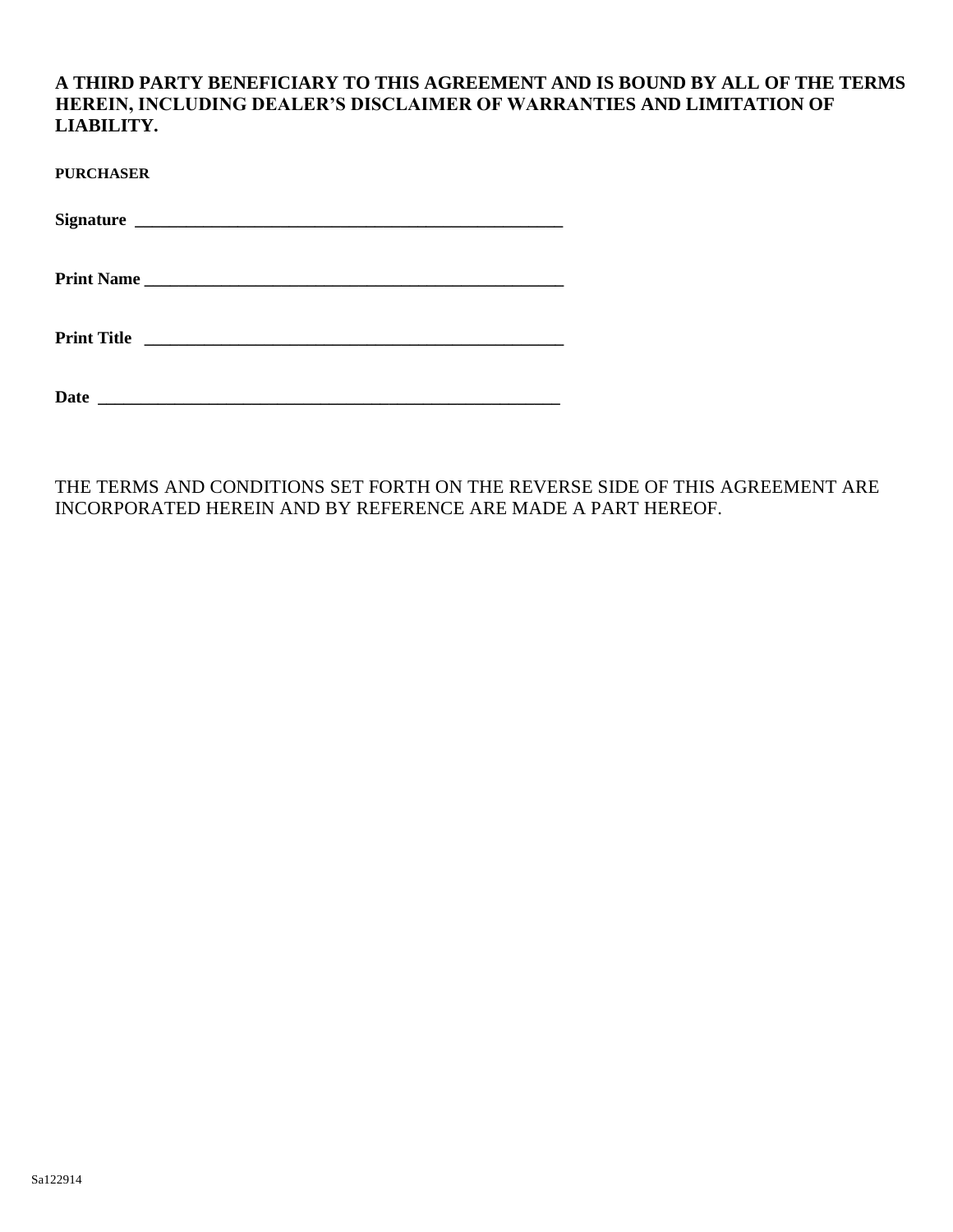**A THIRD PARTY BENEFICIARY TO THIS AGREEMENT AND IS BOUND BY ALL OF THE TERMS HEREIN, INCLUDING DEALER'S DISCLAIMER OF WARRANTIES AND LIMITATION OF LIABILITY.**

**PURCHASER**

**Signature** ___________________________________________________

**Print Name** __________________________________________________

**Print Title** __________________________________________________

**Date** _______________________________________________________

THE TERMS AND CONDITIONS SET FORTH ON THE REVERSE SIDE OF THIS AGREEMENT ARE INCORPORATED HEREIN AND BY REFERENCE ARE MADE A PART HEREOF.

Sa122914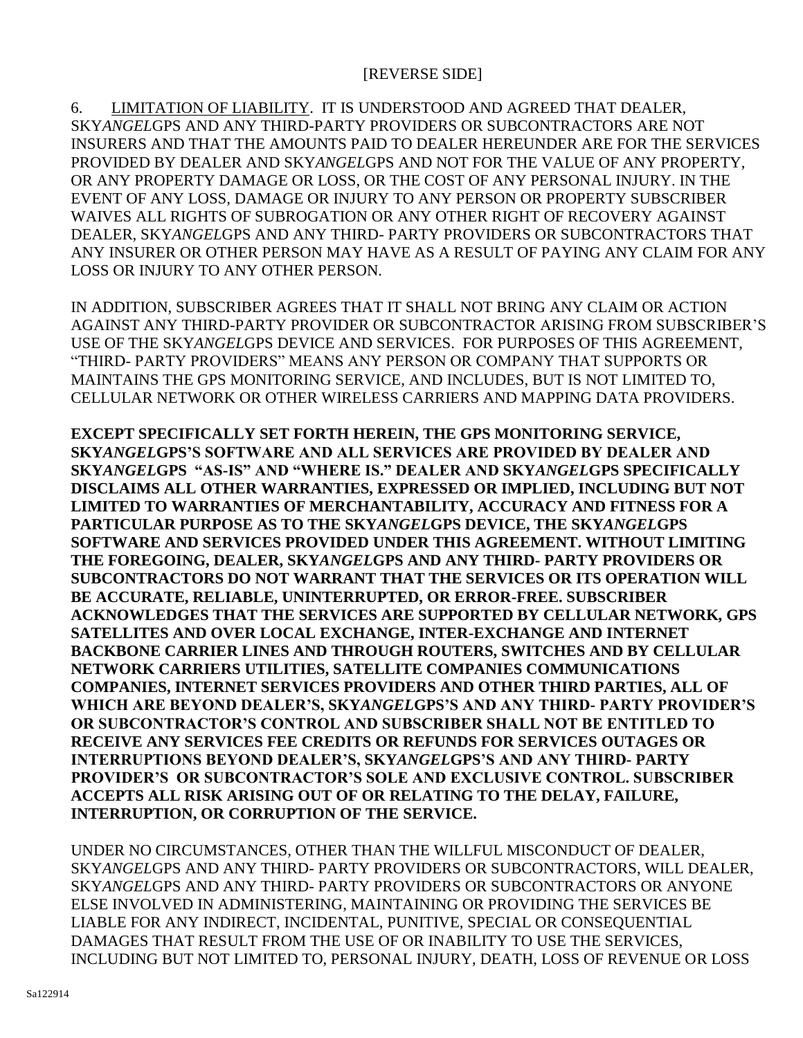[REVERSE SIDE]

6. LIMITATION OF LIABILITY. IT IS UNDERSTOOD AND AGREED THAT DEALER, SKY*ANGEL*GPS AND ANY THIRD-PARTY PROVIDERS OR SUBCONTRACTORS ARE NOT INSURERS AND THAT THE AMOUNTS PAID TO DEALER HEREUNDER ARE FOR THE SERVICES PROVIDED BY DEALER AND SKY*ANGEL*GPS AND NOT FOR THE VALUE OF ANY PROPERTY, OR ANY PROPERTY DAMAGE OR LOSS, OR THE COST OF ANY PERSONAL INJURY. IN THE EVENT OF ANY LOSS, DAMAGE OR INJURY TO ANY PERSON OR PROPERTY SUBSCRIBER WAIVES ALL RIGHTS OF SUBROGATION OR ANY OTHER RIGHT OF RECOVERY AGAINST DEALER, SKY*ANGEL*GPS AND ANY THIRD- PARTY PROVIDERS OR SUBCONTRACTORS THAT ANY INSURER OR OTHER PERSON MAY HAVE AS A RESULT OF PAYING ANY CLAIM FOR ANY LOSS OR INJURY TO ANY OTHER PERSON.

IN ADDITION, SUBSCRIBER AGREES THAT IT SHALL NOT BRING ANY CLAIM OR ACTION AGAINST ANY THIRD-PARTY PROVIDER OR SUBCONTRACTOR ARISING FROM SUBSCRIBER'S USE OF THE SKY*ANGEL*GPS DEVICE AND SERVICES. FOR PURPOSES OF THIS AGREEMENT, "THIRD- PARTY PROVIDERS" MEANS ANY PERSON OR COMPANY THAT SUPPORTS OR MAINTAINS THE GPS MONITORING SERVICE, AND INCLUDES, BUT IS NOT LIMITED TO, CELLULAR NETWORK OR OTHER WIRELESS CARRIERS AND MAPPING DATA PROVIDERS.

**EXCEPT SPECIFICALLY SET FORTH HEREIN, THE GPS MONITORING SERVICE, SKY*ANGEL*GPS'S SOFTWARE AND ALL SERVICES ARE PROVIDED BY DEALER AND SKY*ANGEL*GPS "AS-IS" AND "WHERE IS." DEALER AND SKY*ANGEL*GPS SPECIFICALLY DISCLAIMS ALL OTHER WARRANTIES, EXPRESSED OR IMPLIED, INCLUDING BUT NOT LIMITED TO WARRANTIES OF MERCHANTABILITY, ACCURACY AND FITNESS FOR A PARTICULAR PURPOSE AS TO THE SKY*ANGEL*GPS DEVICE, THE SKY*ANGEL*GPS SOFTWARE AND SERVICES PROVIDED UNDER THIS AGREEMENT. WITHOUT LIMITING THE FOREGOING, DEALER, SKY*ANGEL*GPS AND ANY THIRD- PARTY PROVIDERS OR SUBCONTRACTORS DO NOT WARRANT THAT THE SERVICES OR ITS OPERATION WILL BE ACCURATE, RELIABLE, UNINTERRUPTED, OR ERROR-FREE. SUBSCRIBER ACKNOWLEDGES THAT THE SERVICES ARE SUPPORTED BY CELLULAR NETWORK, GPS SATELLITES AND OVER LOCAL EXCHANGE, INTER-EXCHANGE AND INTERNET BACKBONE CARRIER LINES AND THROUGH ROUTERS, SWITCHES AND BY CELLULAR NETWORK CARRIERS UTILITIES, SATELLITE COMPANIES COMMUNICATIONS COMPANIES, INTERNET SERVICES PROVIDERS AND OTHER THIRD PARTIES, ALL OF WHICH ARE BEYOND DEALER'S, SKY*ANGEL*GPS'S AND ANY THIRD- PARTY PROVIDER'S OR SUBCONTRACTOR'S CONTROL AND SUBSCRIBER SHALL NOT BE ENTITLED TO RECEIVE ANY SERVICES FEE CREDITS OR REFUNDS FOR SERVICES OUTAGES OR INTERRUPTIONS BEYOND DEALER'S, SKY*ANGEL*GPS'S AND ANY THIRD- PARTY PROVIDER'S OR SUBCONTRACTOR'S SOLE AND EXCLUSIVE CONTROL. SUBSCRIBER ACCEPTS ALL RISK ARISING OUT OF OR RELATING TO THE DELAY, FAILURE, INTERRUPTION, OR CORRUPTION OF THE SERVICE.**

UNDER NO CIRCUMSTANCES, OTHER THAN THE WILLFUL MISCONDUCT OF DEALER, SKY*ANGEL*GPS AND ANY THIRD- PARTY PROVIDERS OR SUBCONTRACTORS, WILL DEALER, SKY*ANGEL*GPS AND ANY THIRD- PARTY PROVIDERS OR SUBCONTRACTORS OR ANYONE ELSE INVOLVED IN ADMINISTERING, MAINTAINING OR PROVIDING THE SERVICES BE LIABLE FOR ANY INDIRECT, INCIDENTAL, PUNITIVE, SPECIAL OR CONSEQUENTIAL DAMAGES THAT RESULT FROM THE USE OF OR INABILITY TO USE THE SERVICES, INCLUDING BUT NOT LIMITED TO, PERSONAL INJURY, DEATH, LOSS OF REVENUE OR LOSS

Sa122914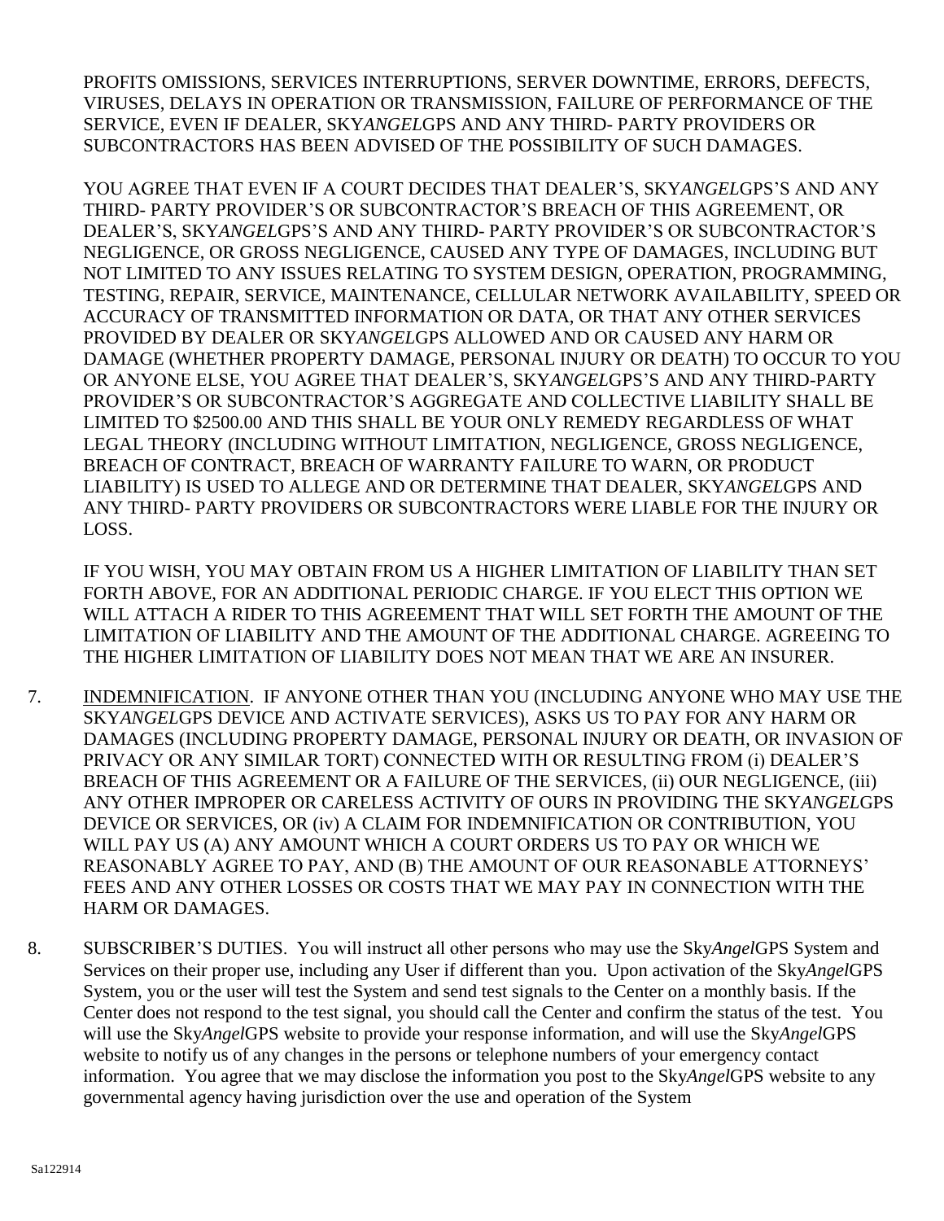PROFITS OMISSIONS, SERVICES INTERRUPTIONS, SERVER DOWNTIME, ERRORS, DEFECTS, VIRUSES, DELAYS IN OPERATION OR TRANSMISSION, FAILURE OF PERFORMANCE OF THE SERVICE, EVEN IF DEALER, SKY*ANGEL*GPS AND ANY THIRD- PARTY PROVIDERS OR SUBCONTRACTORS HAS BEEN ADVISED OF THE POSSIBILITY OF SUCH DAMAGES.

YOU AGREE THAT EVEN IF A COURT DECIDES THAT DEALER'S, SKY*ANGEL*GPS'S AND ANY THIRD- PARTY PROVIDER'S OR SUBCONTRACTOR'S BREACH OF THIS AGREEMENT, OR DEALER'S, SKY*ANGEL*GPS'S AND ANY THIRD- PARTY PROVIDER'S OR SUBCONTRACTOR'S NEGLIGENCE, OR GROSS NEGLIGENCE, CAUSED ANY TYPE OF DAMAGES, INCLUDING BUT NOT LIMITED TO ANY ISSUES RELATING TO SYSTEM DESIGN, OPERATION, PROGRAMMING, TESTING, REPAIR, SERVICE, MAINTENANCE, CELLULAR NETWORK AVAILABILITY, SPEED OR ACCURACY OF TRANSMITTED INFORMATION OR DATA, OR THAT ANY OTHER SERVICES PROVIDED BY DEALER OR SKY*ANGEL*GPS ALLOWED AND OR CAUSED ANY HARM OR DAMAGE (WHETHER PROPERTY DAMAGE, PERSONAL INJURY OR DEATH) TO OCCUR TO YOU OR ANYONE ELSE, YOU AGREE THAT DEALER'S, SKY*ANGEL*GPS'S AND ANY THIRD-PARTY PROVIDER'S OR SUBCONTRACTOR'S AGGREGATE AND COLLECTIVE LIABILITY SHALL BE LIMITED TO $2500.00 AND THIS SHALL BE YOUR ONLY REMEDY REGARDLESS OF WHAT LEGAL THEORY (INCLUDING WITHOUT LIMITATION, NEGLIGENCE, GROSS NEGLIGENCE, BREACH OF CONTRACT, BREACH OF WARRANTY FAILURE TO WARN, OR PRODUCT LIABILITY) IS USED TO ALLEGE AND OR DETERMINE THAT DEALER, SKY*ANGEL*GPS AND ANY THIRD- PARTY PROVIDERS OR SUBCONTRACTORS WERE LIABLE FOR THE INJURY OR LOSS.

IF YOU WISH, YOU MAY OBTAIN FROM US A HIGHER LIMITATION OF LIABILITY THAN SET FORTH ABOVE, FOR AN ADDITIONAL PERIODIC CHARGE. IF YOU ELECT THIS OPTION WE WILL ATTACH A RIDER TO THIS AGREEMENT THAT WILL SET FORTH THE AMOUNT OF THE LIMITATION OF LIABILITY AND THE AMOUNT OF THE ADDITIONAL CHARGE. AGREEING TO THE HIGHER LIMITATION OF LIABILITY DOES NOT MEAN THAT WE ARE AN INSURER.

7. INDEMNIFICATION. IF ANYONE OTHER THAN YOU (INCLUDING ANYONE WHO MAY USE THE SKY*ANGEL*GPS DEVICE AND ACTIVATE SERVICES), ASKS US TO PAY FOR ANY HARM OR DAMAGES (INCLUDING PROPERTY DAMAGE, PERSONAL INJURY OR DEATH, OR INVASION OF PRIVACY OR ANY SIMILAR TORT) CONNECTED WITH OR RESULTING FROM (i) DEALER'S BREACH OF THIS AGREEMENT OR A FAILURE OF THE SERVICES, (ii) OUR NEGLIGENCE, (iii) ANY OTHER IMPROPER OR CARELESS ACTIVITY OF OURS IN PROVIDING THE SKY*ANGEL*GPS DEVICE OR SERVICES, OR (iv) A CLAIM FOR INDEMNIFICATION OR CONTRIBUTION, YOU WILL PAY US (A) ANY AMOUNT WHICH A COURT ORDERS US TO PAY OR WHICH WE REASONABLY AGREE TO PAY, AND (B) THE AMOUNT OF OUR REASONABLE ATTORNEYS' FEES AND ANY OTHER LOSSES OR COSTS THAT WE MAY PAY IN CONNECTION WITH THE HARM OR DAMAGES.

8. SUBSCRIBER'S DUTIES. You will instruct all other persons who may use the Sky*Angel*GPS System and Services on their proper use, including any User if different than you. Upon activation of the Sky*Angel*GPS System, you or the user will test the System and send test signals to the Center on a monthly basis. If the Center does not respond to the test signal, you should call the Center and confirm the status of the test. You will use the Sky*Angel*GPS website to provide your response information, and will use the Sky*Angel*GPS website to notify us of any changes in the persons or telephone numbers of your emergency contact information. You agree that we may disclose the information you post to the Sky*Angel*GPS website to any governmental agency having jurisdiction over the use and operation of the System

Sa122914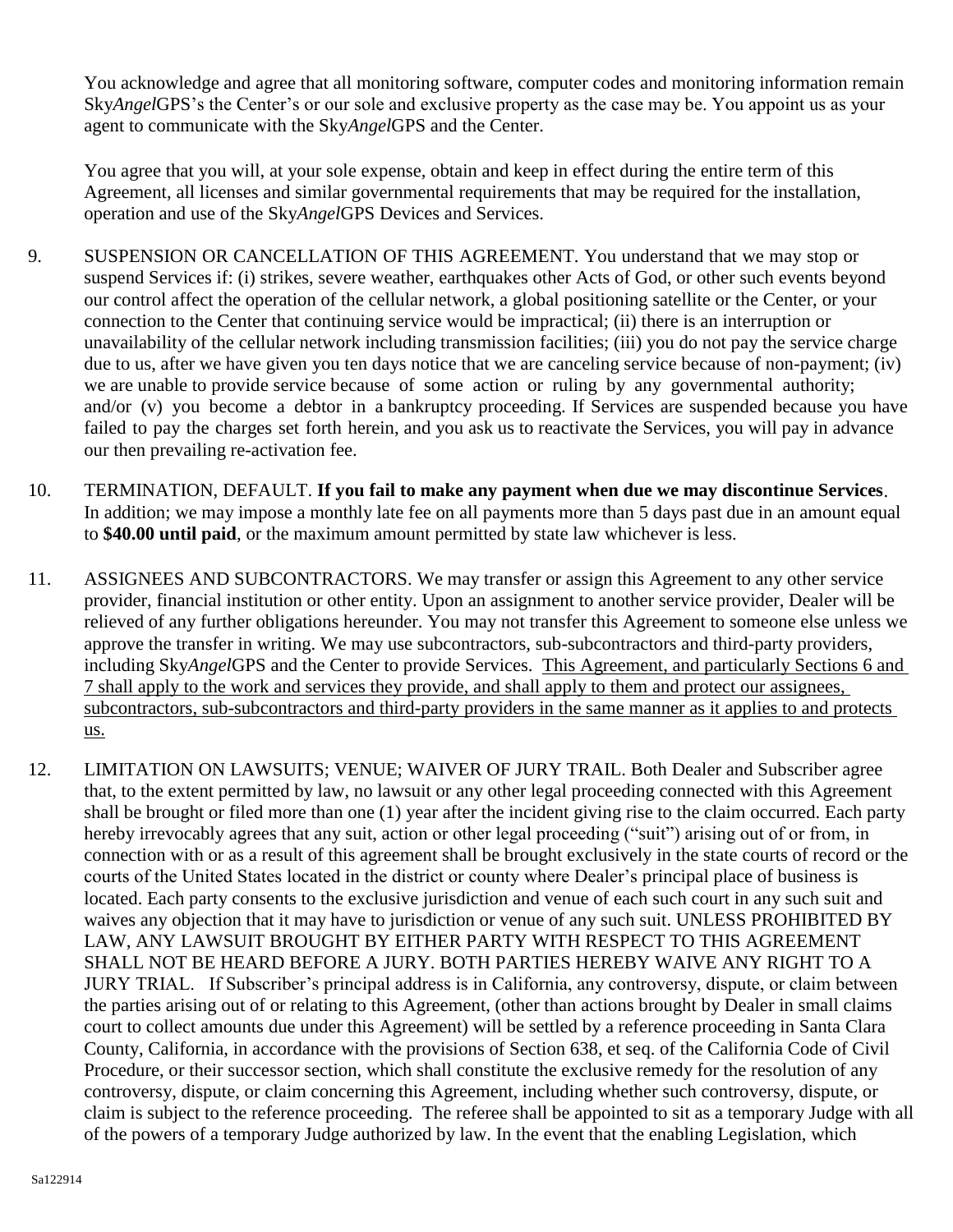You acknowledge and agree that all monitoring software, computer codes and monitoring information remain Sky*Angel*GPS's the Center's or our sole and exclusive property as the case may be. You appoint us as your agent to communicate with the Sky*Angel*GPS and the Center.

You agree that you will, at your sole expense, obtain and keep in effect during the entire term of this Agreement, all licenses and similar governmental requirements that may be required for the installation, operation and use of the Sky*Angel*GPS Devices and Services.

9. SUSPENSION OR CANCELLATION OF THIS AGREEMENT. You understand that we may stop or suspend Services if: (i) strikes, severe weather, earthquakes other Acts of God, or other such events beyond our control affect the operation of the cellular network, a global positioning satellite or the Center, or your connection to the Center that continuing service would be impractical; (ii) there is an interruption or unavailability of the cellular network including transmission facilities; (iii) you do not pay the service charge due to us, after we have given you ten days notice that we are canceling service because of non-payment; (iv) we are unable to provide service because of some action or ruling by any governmental authority; and/or (v) you become a debtor in a bankruptcy proceeding. If Services are suspended because you have failed to pay the charges set forth herein, and you ask us to reactivate the Services, you will pay in advance our then prevailing re-activation fee.

10. TERMINATION, DEFAULT. **If you fail to make any payment when due we may discontinue Services**. In addition; we may impose a monthly late fee on all payments more than 5 days past due in an amount equal to **$40.00 until paid**, or the maximum amount permitted by state law whichever is less.

11. ASSIGNEES AND SUBCONTRACTORS. We may transfer or assign this Agreement to any other service provider, financial institution or other entity. Upon an assignment to another service provider, Dealer will be relieved of any further obligations hereunder. You may not transfer this Agreement to someone else unless we approve the transfer in writing. We may use subcontractors, sub-subcontractors and third-party providers, including Sky*Angel*GPS and the Center to provide Services. <u>This Agreement, and particularly Sections 6 and 7 shall apply to the work and services they provide, and shall apply to them and protect our assignees, subcontractors, sub-subcontractors and third-party providers in the same manner as it applies to and protects us.</u>

12. LIMITATION ON LAWSUITS; VENUE; WAIVER OF JURY TRAIL. Both Dealer and Subscriber agree that, to the extent permitted by law, no lawsuit or any other legal proceeding connected with this Agreement shall be brought or filed more than one (1) year after the incident giving rise to the claim occurred. Each party hereby irrevocably agrees that any suit, action or other legal proceeding ("suit") arising out of or from, in connection with or as a result of this agreement shall be brought exclusively in the state courts of record or the courts of the United States located in the district or county where Dealer's principal place of business is located. Each party consents to the exclusive jurisdiction and venue of each such court in any such suit and waives any objection that it may have to jurisdiction or venue of any such suit. UNLESS PROHIBITED BY LAW, ANY LAWSUIT BROUGHT BY EITHER PARTY WITH RESPECT TO THIS AGREEMENT SHALL NOT BE HEARD BEFORE A JURY. BOTH PARTIES HEREBY WAIVE ANY RIGHT TO A JURY TRIAL. If Subscriber's principal address is in California, any controversy, dispute, or claim between the parties arising out of or relating to this Agreement, (other than actions brought by Dealer in small claims court to collect amounts due under this Agreement) will be settled by a reference proceeding in Santa Clara County, California, in accordance with the provisions of Section 638, et seq. of the California Code of Civil Procedure, or their successor section, which shall constitute the exclusive remedy for the resolution of any controversy, dispute, or claim concerning this Agreement, including whether such controversy, dispute, or claim is subject to the reference proceeding. The referee shall be appointed to sit as a temporary Judge with all of the powers of a temporary Judge authorized by law. In the event that the enabling Legislation, which

Sa122914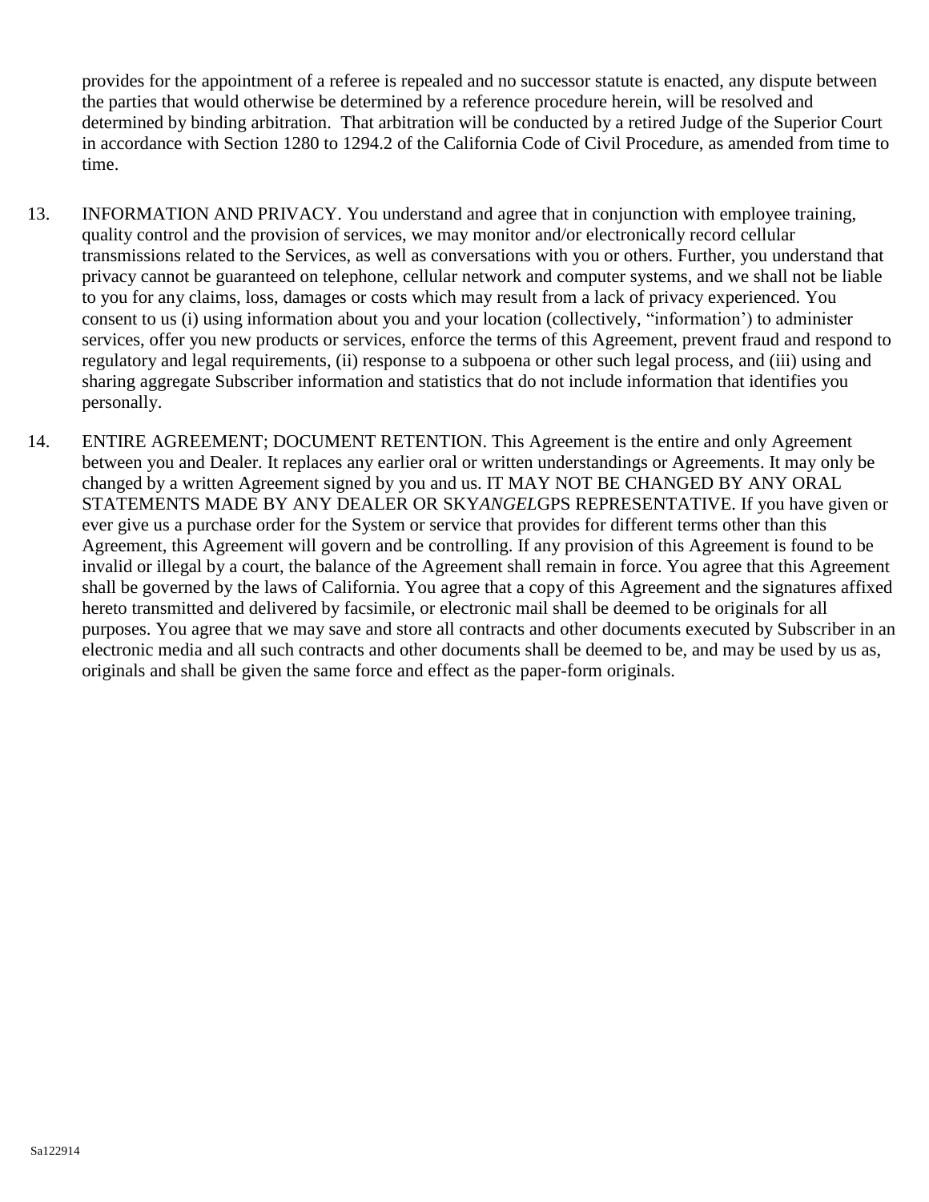provides for the appointment of a referee is repealed and no successor statute is enacted, any dispute between the parties that would otherwise be determined by a reference procedure herein, will be resolved and determined by binding arbitration. That arbitration will be conducted by a retired Judge of the Superior Court in accordance with Section 1280 to 1294.2 of the California Code of Civil Procedure, as amended from time to time.

13. INFORMATION AND PRIVACY. You understand and agree that in conjunction with employee training, quality control and the provision of services, we may monitor and/or electronically record cellular transmissions related to the Services, as well as conversations with you or others. Further, you understand that privacy cannot be guaranteed on telephone, cellular network and computer systems, and we shall not be liable to you for any claims, loss, damages or costs which may result from a lack of privacy experienced. You consent to us (i) using information about you and your location (collectively, "information') to administer services, offer you new products or services, enforce the terms of this Agreement, prevent fraud and respond to regulatory and legal requirements, (ii) response to a subpoena or other such legal process, and (iii) using and sharing aggregate Subscriber information and statistics that do not include information that identifies you personally.

14. ENTIRE AGREEMENT; DOCUMENT RETENTION. This Agreement is the entire and only Agreement between you and Dealer. It replaces any earlier oral or written understandings or Agreements. It may only be changed by a written Agreement signed by you and us. IT MAY NOT BE CHANGED BY ANY ORAL STATEMENTS MADE BY ANY DEALER OR SKY*ANGEL*GPS REPRESENTATIVE. If you have given or ever give us a purchase order for the System or service that provides for different terms other than this Agreement, this Agreement will govern and be controlling. If any provision of this Agreement is found to be invalid or illegal by a court, the balance of the Agreement shall remain in force. You agree that this Agreement shall be governed by the laws of California. You agree that a copy of this Agreement and the signatures affixed hereto transmitted and delivered by facsimile, or electronic mail shall be deemed to be originals for all purposes. You agree that we may save and store all contracts and other documents executed by Subscriber in an electronic media and all such contracts and other documents shall be deemed to be, and may be used by us as, originals and shall be given the same force and effect as the paper-form originals.

Sa122914